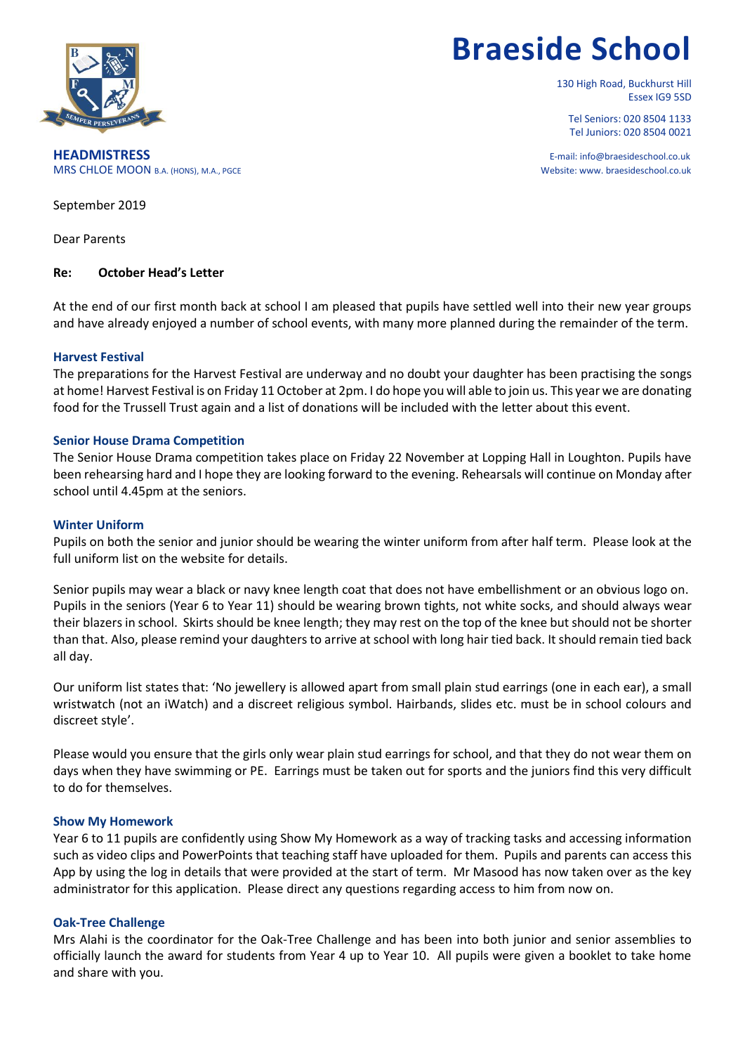# Braeside School

130 High Road, Buckhurst Hill
Essex IG9 5SD

Tel Seniors: 020 8504 1133
Tel Juniors: 020 8504 0021

E-mail: info@braesideschool.co.uk
Website: www. braesideschool.co.uk

**HEADMISTRESS**
MRS CHLOE MOON B.A. (HONS), M.A., PGCE

September 2019

Dear Parents

**Re: October Head's Letter**

At the end of our first month back at school I am pleased that pupils have settled well into their new year groups and have already enjoyed a number of school events, with many more planned during the remainder of the term.

### Harvest Festival

The preparations for the Harvest Festival are underway and no doubt your daughter has been practising the songs at home! Harvest Festival is on Friday 11 October at 2pm. I do hope you will able to join us. This year we are donating food for the Trussell Trust again and a list of donations will be included with the letter about this event.

### Senior House Drama Competition

The Senior House Drama competition takes place on Friday 22 November at Lopping Hall in Loughton. Pupils have been rehearsing hard and I hope they are looking forward to the evening. Rehearsals will continue on Monday after school until 4.45pm at the seniors.

### Winter Uniform

Pupils on both the senior and junior should be wearing the winter uniform from after half term. Please look at the full uniform list on the website for details.

Senior pupils may wear a black or navy knee length coat that does not have embellishment or an obvious logo on. Pupils in the seniors (Year 6 to Year 11) should be wearing brown tights, not white socks, and should always wear their blazers in school. Skirts should be knee length; they may rest on the top of the knee but should not be shorter than that. Also, please remind your daughters to arrive at school with long hair tied back. It should remain tied back all day.

Our uniform list states that: 'No jewellery is allowed apart from small plain stud earrings (one in each ear), a small wristwatch (not an iWatch) and a discreet religious symbol. Hairbands, slides etc. must be in school colours and discreet style'.

Please would you ensure that the girls only wear plain stud earrings for school, and that they do not wear them on days when they have swimming or PE. Earrings must be taken out for sports and the juniors find this very difficult to do for themselves.

### Show My Homework

Year 6 to 11 pupils are confidently using Show My Homework as a way of tracking tasks and accessing information such as video clips and PowerPoints that teaching staff have uploaded for them. Pupils and parents can access this App by using the log in details that were provided at the start of term. Mr Masood has now taken over as the key administrator for this application. Please direct any questions regarding access to him from now on.

### Oak-Tree Challenge

Mrs Alahi is the coordinator for the Oak-Tree Challenge and has been into both junior and senior assemblies to officially launch the award for students from Year 4 up to Year 10. All pupils were given a booklet to take home and share with you.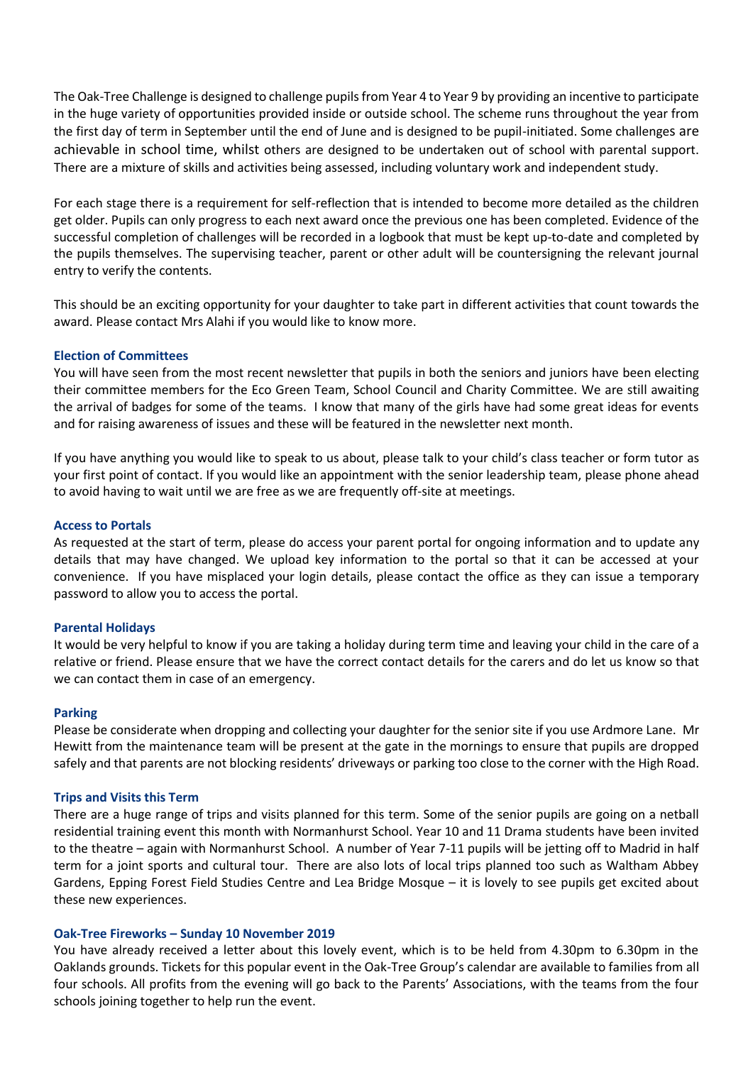The Oak-Tree Challenge is designed to challenge pupils from Year 4 to Year 9 by providing an incentive to participate in the huge variety of opportunities provided inside or outside school. The scheme runs throughout the year from the first day of term in September until the end of June and is designed to be pupil-initiated. Some challenges are achievable in school time, whilst others are designed to be undertaken out of school with parental support. There are a mixture of skills and activities being assessed, including voluntary work and independent study.

For each stage there is a requirement for self-reflection that is intended to become more detailed as the children get older. Pupils can only progress to each next award once the previous one has been completed. Evidence of the successful completion of challenges will be recorded in a logbook that must be kept up-to-date and completed by the pupils themselves. The supervising teacher, parent or other adult will be countersigning the relevant journal entry to verify the contents.

This should be an exciting opportunity for your daughter to take part in different activities that count towards the award. Please contact Mrs Alahi if you would like to know more.

### Election of Committees

You will have seen from the most recent newsletter that pupils in both the seniors and juniors have been electing their committee members for the Eco Green Team, School Council and Charity Committee. We are still awaiting the arrival of badges for some of the teams. I know that many of the girls have had some great ideas for events and for raising awareness of issues and these will be featured in the newsletter next month.

If you have anything you would like to speak to us about, please talk to your child's class teacher or form tutor as your first point of contact. If you would like an appointment with the senior leadership team, please phone ahead to avoid having to wait until we are free as we are frequently off-site at meetings.

### Access to Portals

As requested at the start of term, please do access your parent portal for ongoing information and to update any details that may have changed. We upload key information to the portal so that it can be accessed at your convenience. If you have misplaced your login details, please contact the office as they can issue a temporary password to allow you to access the portal.

### Parental Holidays

It would be very helpful to know if you are taking a holiday during term time and leaving your child in the care of a relative or friend. Please ensure that we have the correct contact details for the carers and do let us know so that we can contact them in case of an emergency.

### Parking

Please be considerate when dropping and collecting your daughter for the senior site if you use Ardmore Lane. Mr Hewitt from the maintenance team will be present at the gate in the mornings to ensure that pupils are dropped safely and that parents are not blocking residents' driveways or parking too close to the corner with the High Road.

### Trips and Visits this Term

There are a huge range of trips and visits planned for this term. Some of the senior pupils are going on a netball residential training event this month with Normanhurst School. Year 10 and 11 Drama students have been invited to the theatre – again with Normanhurst School. A number of Year 7-11 pupils will be jetting off to Madrid in half term for a joint sports and cultural tour. There are also lots of local trips planned too such as Waltham Abbey Gardens, Epping Forest Field Studies Centre and Lea Bridge Mosque – it is lovely to see pupils get excited about these new experiences.

### Oak-Tree Fireworks – Sunday 10 November 2019

You have already received a letter about this lovely event, which is to be held from 4.30pm to 6.30pm in the Oaklands grounds. Tickets for this popular event in the Oak-Tree Group's calendar are available to families from all four schools. All profits from the evening will go back to the Parents' Associations, with the teams from the four schools joining together to help run the event.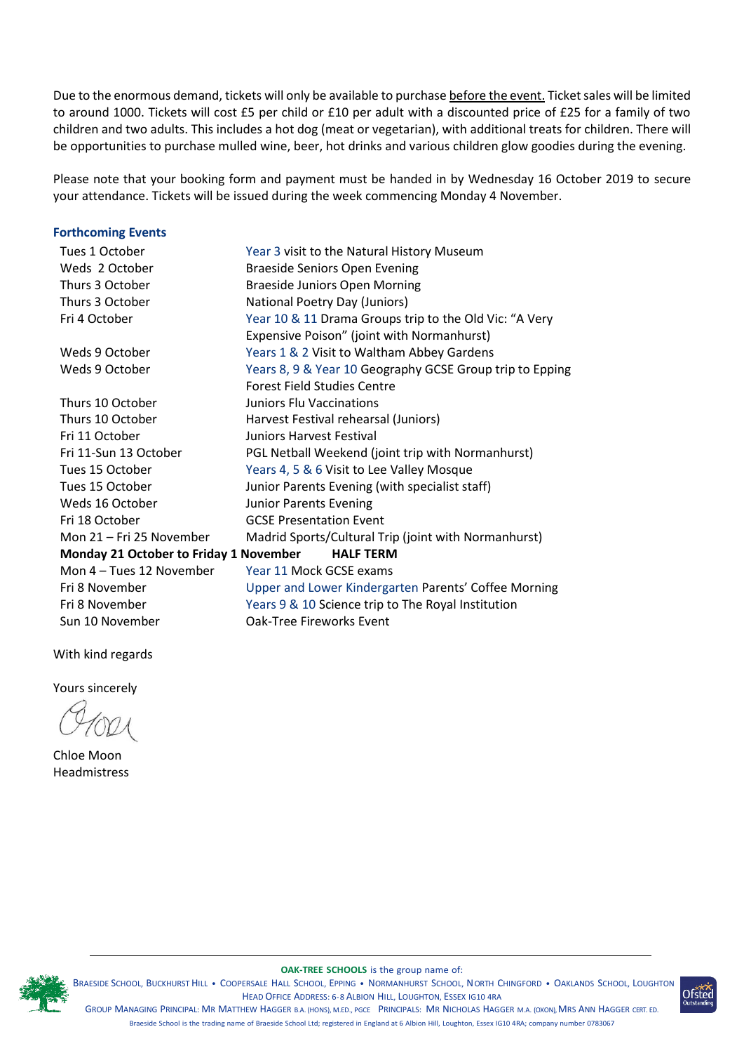Due to the enormous demand, tickets will only be available to purchase before the event. Ticket sales will be limited to around 1000. Tickets will cost £5 per child or £10 per adult with a discounted price of £25 for a family of two children and two adults. This includes a hot dog (meat or vegetarian), with additional treats for children. There will be opportunities to purchase mulled wine, beer, hot drinks and various children glow goodies during the evening.

Please note that your booking form and payment must be handed in by Wednesday 16 October 2019 to secure your attendance. Tickets will be issued during the week commencing Monday 4 November.

**Forthcoming Events**

| | |
|---|---|
| Tues 1 October | Year 3 visit to the Natural History Museum |
| Weds 2 October | Braeside Seniors Open Evening |
| Thurs 3 October | Braeside Juniors Open Morning |
| Thurs 3 October | National Poetry Day (Juniors) |
| Fri 4 October | Year 10 & 11 Drama Groups trip to the Old Vic: "A Very Expensive Poison" (joint with Normanhurst) |
| Weds 9 October | Years 1 & 2 Visit to Waltham Abbey Gardens |
| Weds 9 October | Years 8, 9 & Year 10 Geography GCSE Group trip to Epping Forest Field Studies Centre |
| Thurs 10 October | Juniors Flu Vaccinations |
| Thurs 10 October | Harvest Festival rehearsal (Juniors) |
| Fri 11 October | Juniors Harvest Festival |
| Fri 11-Sun 13 October | PGL Netball Weekend (joint trip with Normanhurst) |
| Tues 15 October | Years 4, 5 & 6 Visit to Lee Valley Mosque |
| Tues 15 October | Junior Parents Evening (with specialist staff) |
| Weds 16 October | Junior Parents Evening |
| Fri 18 October | GCSE Presentation Event |
| Mon 21 – Fri 25 November | Madrid Sports/Cultural Trip (joint with Normanhurst) |
| **Monday 21 October to Friday 1 November** | **HALF TERM** |
| Mon 4 – Tues 12 November | Year 11 Mock GCSE exams |
| Fri 8 November | Upper and Lower Kindergarten Parents' Coffee Morning |
| Fri 8 November | Years 9 & 10 Science trip to The Royal Institution |
| Sun 10 November | Oak-Tree Fireworks Event |

With kind regards

Yours sincerely

Chloe Moon
Headmistress

**OAK-TREE SCHOOLS** is the group name of:
Braeside School, Buckhurst Hill • Coopersale Hall School, Epping • Normanhurst School, North Chingford • Oaklands School, Loughton
Head Office Address: 6-8 Albion Hill, Loughton, Essex IG10 4RA
Group Managing Principal: Mr Matthew Hagger B.A. (Hons), M.Ed., PGCE Principals: Mr Nicholas Hagger M.A. (Oxon), Mrs Ann Hagger Cert. Ed.
Braeside School is the trading name of Braeside School Ltd; registered in England at 6 Albion Hill, Loughton, Essex IG10 4RA; company number 0783067